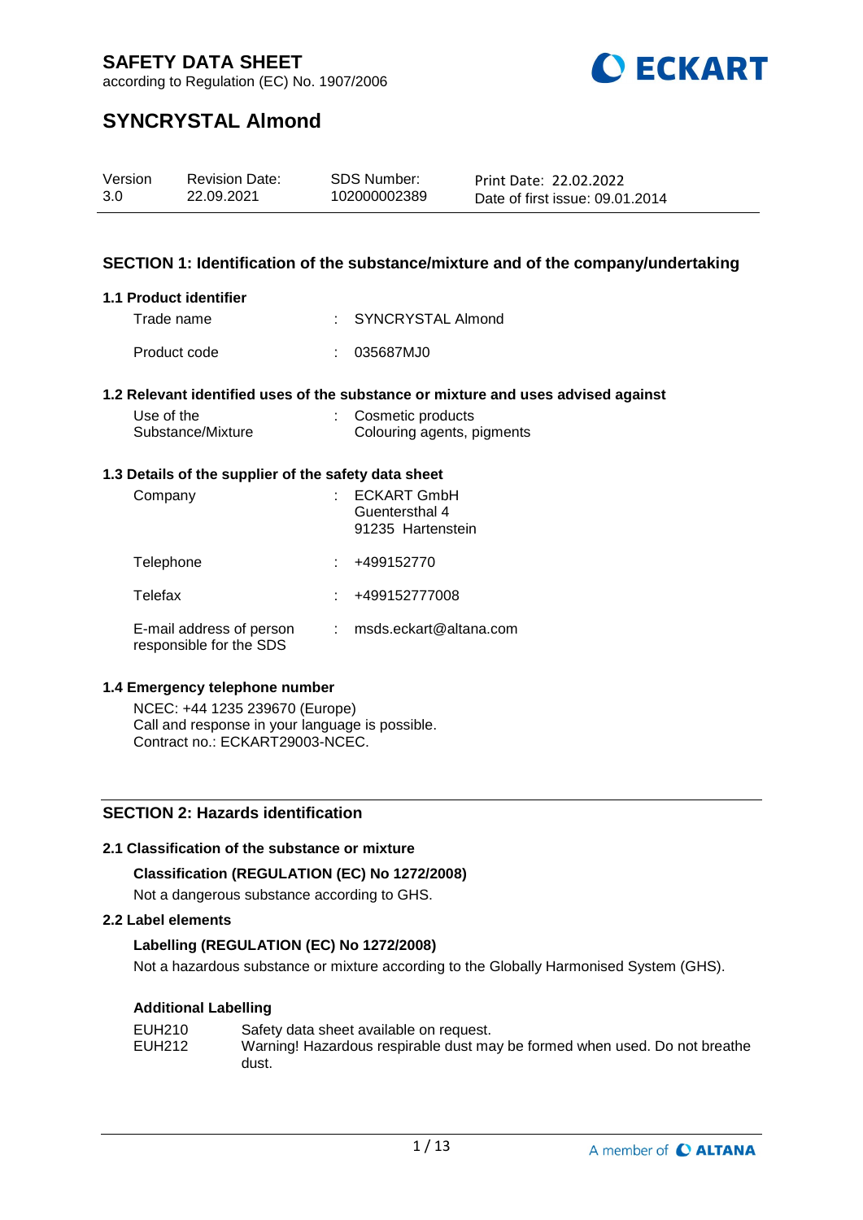# SAFETY DATA SHEET

according to Regulation (EC) No. 1907/2006

# SYNCRYSTAL Almond

| Version | Revision Date: | SDS Number: | Print Date: 22.02.2022 |
|---|---|---|---|
| 3.0 | 22.09.2021 | 102000002389 | Date of first issue: 09.01.2014 |

## SECTION 1: Identification of the substance/mixture and of the company/undertaking

### 1.1 Product identifier

Trade name : SYNCRYSTAL Almond

Product code : 035687MJ0

### 1.2 Relevant identified uses of the substance or mixture and uses advised against

Use of the Substance/Mixture : Cosmetic products
Colouring agents, pigments

### 1.3 Details of the supplier of the safety data sheet

Company : ECKART GmbH
Guentersthal 4
91235 Hartenstein

Telephone : +499152770

Telefax : +499152777008

E-mail address of person responsible for the SDS : msds.eckart@altana.com

### 1.4 Emergency telephone number

NCEC: +44 1235 239670 (Europe)
Call and response in your language is possible.
Contract no.: ECKART29003-NCEC.

## SECTION 2: Hazards identification

### 2.1 Classification of the substance or mixture

**Classification (REGULATION (EC) No 1272/2008)**

Not a dangerous substance according to GHS.

### 2.2 Label elements

**Labelling (REGULATION (EC) No 1272/2008)**

Not a hazardous substance or mixture according to the Globally Harmonised System (GHS).

**Additional Labelling**

EUH210 Safety data sheet available on request.
EUH212 Warning! Hazardous respirable dust may be formed when used. Do not breathe dust.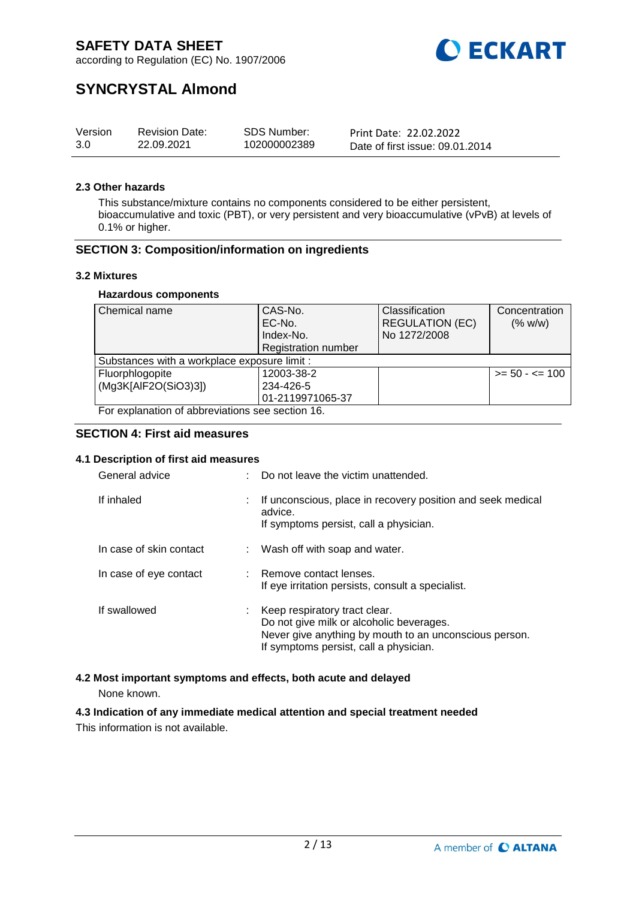#### 2.3 Other hazards

This substance/mixture contains no components considered to be either persistent, bioaccumulative and toxic (PBT), or very persistent and very bioaccumulative (vPvB) at levels of 0.1% or higher.

## SECTION 3: Composition/information on ingredients

#### 3.2 Mixtures

**Hazardous components**

| Chemical name | CAS-No.<br>EC-No.<br>Index-No.<br>Registration number | Classification<br>REGULATION (EC)<br>No 1272/2008 | Concentration<br>(% w/w) |
|---|---|---|---|
| Substances with a workplace exposure limit : | | | |
| Fluorphlogopite<br>(Mg3K[AlF2O(SiO3)3]) | 12003-38-2<br>234-426-5<br>01-2119971065-37 | | >= 50 - <= 100 |

For explanation of abbreviations see section 16.

## SECTION 4: First aid measures

#### 4.1 Description of first aid measures

General advice : Do not leave the victim unattended.

If inhaled : If unconscious, place in recovery position and seek medical advice.
If symptoms persist, call a physician.

In case of skin contact : Wash off with soap and water.

In case of eye contact : Remove contact lenses.
If eye irritation persists, consult a specialist.

If swallowed : Keep respiratory tract clear.
Do not give milk or alcoholic beverages.
Never give anything by mouth to an unconscious person.
If symptoms persist, call a physician.

#### 4.2 Most important symptoms and effects, both acute and delayed

None known.

#### 4.3 Indication of any immediate medical attention and special treatment needed

This information is not available.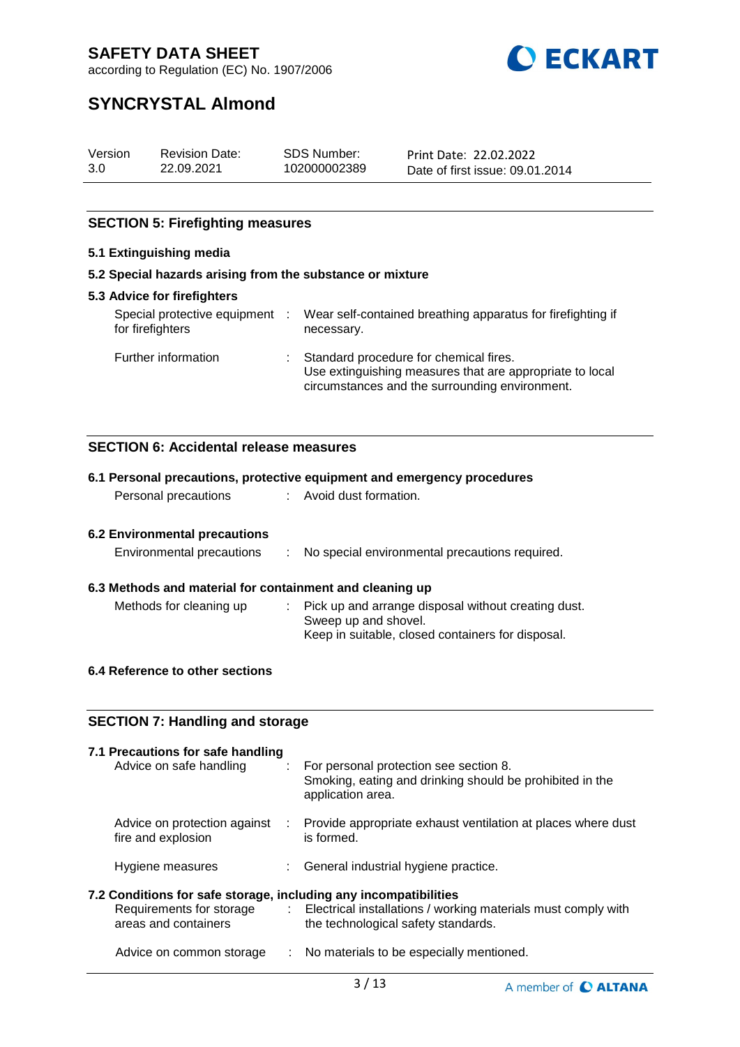## SECTION 5: Firefighting measures

### 5.1 Extinguishing media

### 5.2 Special hazards arising from the substance or mixture

### 5.3 Advice for firefighters

| | | |
|---|---|---|
| Special protective equipment for firefighters | : | Wear self-contained breathing apparatus for firefighting if necessary. |
| Further information | : | Standard procedure for chemical fires.<br>Use extinguishing measures that are appropriate to local circumstances and the surrounding environment. |

## SECTION 6: Accidental release measures

### 6.1 Personal precautions, protective equipment and emergency procedures

| | | |
|---|---|---|
| Personal precautions | : | Avoid dust formation. |

### 6.2 Environmental precautions

| | | |
|---|---|---|
| Environmental precautions | : | No special environmental precautions required. |

### 6.3 Methods and material for containment and cleaning up

| | | |
|---|---|---|
| Methods for cleaning up | : | Pick up and arrange disposal without creating dust.<br>Sweep up and shovel.<br>Keep in suitable, closed containers for disposal. |

### 6.4 Reference to other sections

## SECTION 7: Handling and storage

### 7.1 Precautions for safe handling

| | | |
|---|---|---|
| Advice on safe handling | : | For personal protection see section 8.<br>Smoking, eating and drinking should be prohibited in the application area. |
| Advice on protection against fire and explosion | : | Provide appropriate exhaust ventilation at places where dust is formed. |
| Hygiene measures | : | General industrial hygiene practice. |

### 7.2 Conditions for safe storage, including any incompatibilities

| | | |
|---|---|---|
| Requirements for storage areas and containers | : | Electrical installations / working materials must comply with the technological safety standards. |
| Advice on common storage | : | No materials to be especially mentioned. |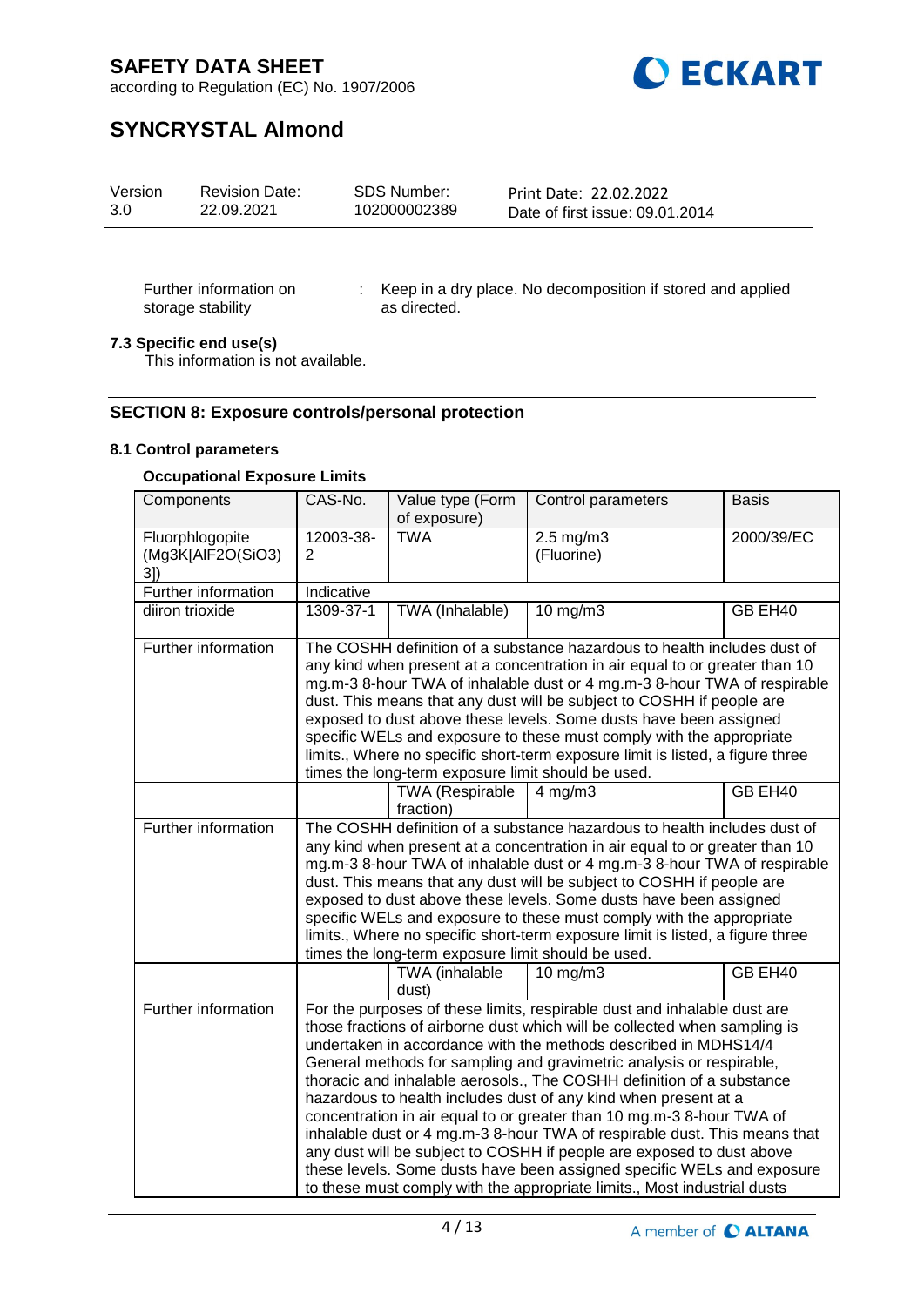| Version | Revision Date: | SDS Number: | Print Date: 22.02.2022 |
|---|---|---|---|
| 3.0 | 22.09.2021 | 102000002389 | Date of first issue: 09.01.2014 |

Further information on storage stability : Keep in a dry place. No decomposition if stored and applied as directed.

**7.3 Specific end use(s)**

This information is not available.

## SECTION 8: Exposure controls/personal protection

### 8.1 Control parameters

#### Occupational Exposure Limits

| Components | CAS-No. | Value type (Form of exposure) | Control parameters | Basis |
|---|---|---|---|---|
| Fluorphlogopite (Mg3K[AlF2O(SiO3)3]) | 12003-38-2 | TWA | 2.5 mg/m3 (Fluorine) | 2000/39/EC |
| Further information | Indicative | | | |
| diiron trioxide | 1309-37-1 | TWA (Inhalable) | 10 mg/m3 | GB EH40 |
| Further information | The COSHH definition of a substance hazardous to health includes dust of any kind when present at a concentration in air equal to or greater than 10 mg.m-3 8-hour TWA of inhalable dust or 4 mg.m-3 8-hour TWA of respirable dust. This means that any dust will be subject to COSHH if people are exposed to dust above these levels. Some dusts have been assigned specific WELs and exposure to these must comply with the appropriate limits., Where no specific short-term exposure limit is listed, a figure three times the long-term exposure limit should be used. | | | |
| | | TWA (Respirable fraction) | 4 mg/m3 | GB EH40 |
| Further information | The COSHH definition of a substance hazardous to health includes dust of any kind when present at a concentration in air equal to or greater than 10 mg.m-3 8-hour TWA of inhalable dust or 4 mg.m-3 8-hour TWA of respirable dust. This means that any dust will be subject to COSHH if people are exposed to dust above these levels. Some dusts have been assigned specific WELs and exposure to these must comply with the appropriate limits., Where no specific short-term exposure limit is listed, a figure three times the long-term exposure limit should be used. | | | |
| | | TWA (inhalable dust) | 10 mg/m3 | GB EH40 |
| Further information | For the purposes of these limits, respirable dust and inhalable dust are those fractions of airborne dust which will be collected when sampling is undertaken in accordance with the methods described in MDHS14/4 General methods for sampling and gravimetric analysis or respirable, thoracic and inhalable aerosols., The COSHH definition of a substance hazardous to health includes dust of any kind when present at a concentration in air equal to or greater than 10 mg.m-3 8-hour TWA of inhalable dust or 4 mg.m-3 8-hour TWA of respirable dust. This means that any dust will be subject to COSHH if people are exposed to dust above these levels. Some dusts have been assigned specific WELs and exposure to these must comply with the appropriate limits., Most industrial dusts | | | |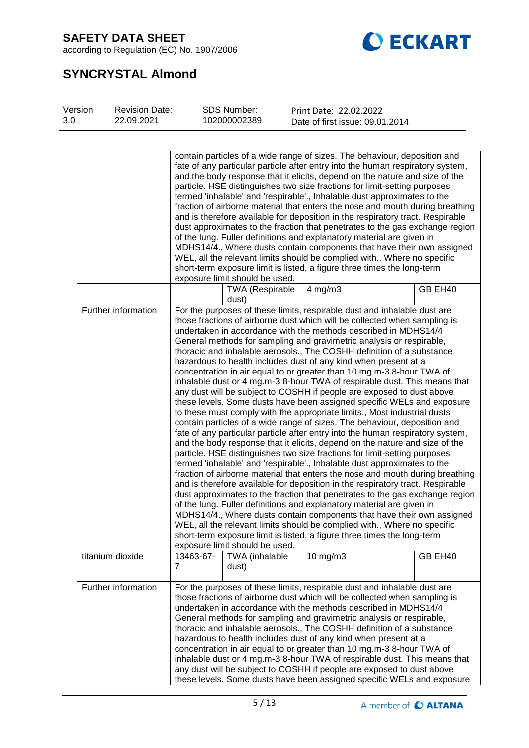| | | | | |
|---|---|---|---|---|
| | contain particles of a wide range of sizes. The behaviour, deposition and fate of any particular particle after entry into the human respiratory system, and the body response that it elicits, depend on the nature and size of the particle. HSE distinguishes two size fractions for limit-setting purposes termed 'inhalable' and 'respirable'., Inhalable dust approximates to the fraction of airborne material that enters the nose and mouth during breathing and is therefore available for deposition in the respiratory tract. Respirable dust approximates to the fraction that penetrates to the gas exchange region of the lung. Fuller definitions and explanatory material are given in MDHS14/4., Where dusts contain components that have their own assigned WEL, all the relevant limits should be complied with., Where no specific short-term exposure limit is listed, a figure three times the long-term exposure limit should be used. | | | |
| | | TWA (Respirable dust) | 4 mg/m3 | GB EH40 |
| Further information | For the purposes of these limits, respirable dust and inhalable dust are those fractions of airborne dust which will be collected when sampling is undertaken in accordance with the methods described in MDHS14/4 General methods for sampling and gravimetric analysis or respirable, thoracic and inhalable aerosols., The COSHH definition of a substance hazardous to health includes dust of any kind when present at a concentration in air equal to or greater than 10 mg.m-3 8-hour TWA of inhalable dust or 4 mg.m-3 8-hour TWA of respirable dust. This means that any dust will be subject to COSHH if people are exposed to dust above these levels. Some dusts have been assigned specific WELs and exposure to these must comply with the appropriate limits., Most industrial dusts contain particles of a wide range of sizes. The behaviour, deposition and fate of any particular particle after entry into the human respiratory system, and the body response that it elicits, depend on the nature and size of the particle. HSE distinguishes two size fractions for limit-setting purposes termed 'inhalable' and 'respirable'., Inhalable dust approximates to the fraction of airborne material that enters the nose and mouth during breathing and is therefore available for deposition in the respiratory tract. Respirable dust approximates to the fraction that penetrates to the gas exchange region of the lung. Fuller definitions and explanatory material are given in MDHS14/4., Where dusts contain components that have their own assigned WEL, all the relevant limits should be complied with., Where no specific short-term exposure limit is listed, a figure three times the long-term exposure limit should be used. | | | |
| titanium dioxide | 13463-67-7 | TWA (inhalable dust) | 10 mg/m3 | GB EH40 |
| Further information | For the purposes of these limits, respirable dust and inhalable dust are those fractions of airborne dust which will be collected when sampling is undertaken in accordance with the methods described in MDHS14/4 General methods for sampling and gravimetric analysis or respirable, thoracic and inhalable aerosols., The COSHH definition of a substance hazardous to health includes dust of any kind when present at a concentration in air equal to or greater than 10 mg.m-3 8-hour TWA of inhalable dust or 4 mg.m-3 8-hour TWA of respirable dust. This means that any dust will be subject to COSHH if people are exposed to dust above these levels. Some dusts have been assigned specific WELs and exposure | | | |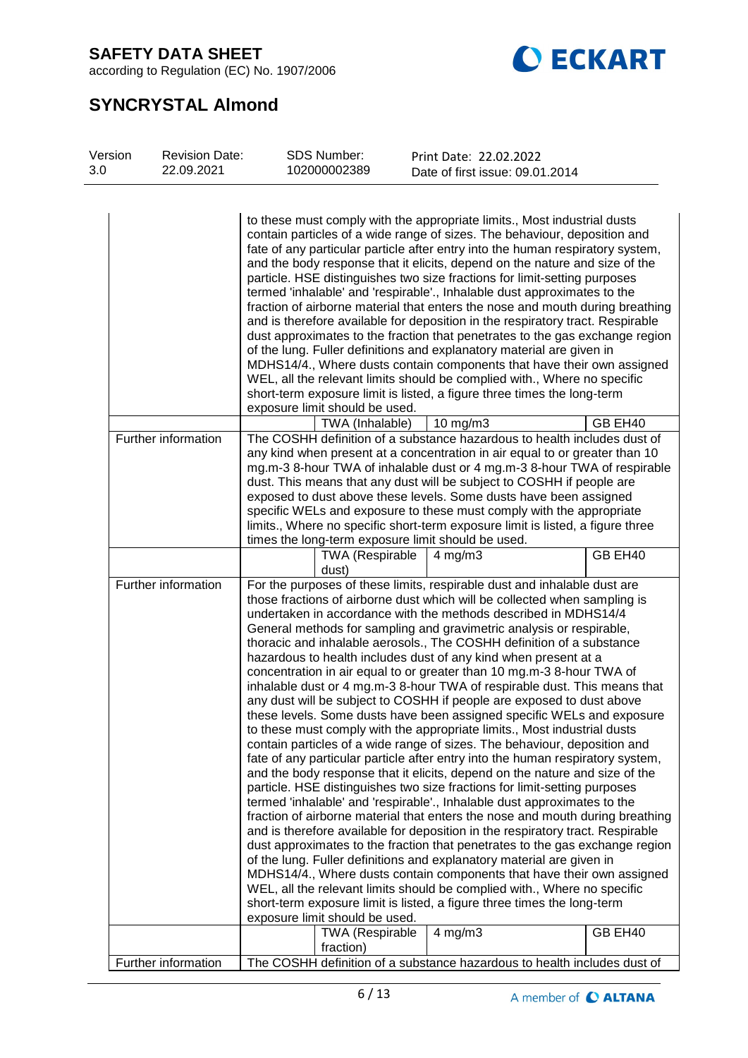| | | | | |
|---|---|---|---|---|
| | to these must comply with the appropriate limits., Most industrial dusts contain particles of a wide range of sizes. The behaviour, deposition and fate of any particular particle after entry into the human respiratory system, and the body response that it elicits, depend on the nature and size of the particle. HSE distinguishes two size fractions for limit-setting purposes termed 'inhalable' and 'respirable'., Inhalable dust approximates to the fraction of airborne material that enters the nose and mouth during breathing and is therefore available for deposition in the respiratory tract. Respirable dust approximates to the fraction that penetrates to the gas exchange region of the lung. Fuller definitions and explanatory material are given in MDHS14/4., Where dusts contain components that have their own assigned WEL, all the relevant limits should be complied with., Where no specific short-term exposure limit is listed, a figure three times the long-term exposure limit should be used. | | | |
| | | TWA (Inhalable) | 10 mg/m3 | GB EH40 |
| Further information | The COSHH definition of a substance hazardous to health includes dust of any kind when present at a concentration in air equal to or greater than 10 mg.m-3 8-hour TWA of inhalable dust or 4 mg.m-3 8-hour TWA of respirable dust. This means that any dust will be subject to COSHH if people are exposed to dust above these levels. Some dusts have been assigned specific WELs and exposure to these must comply with the appropriate limits., Where no specific short-term exposure limit is listed, a figure three times the long-term exposure limit should be used. | | | |
| | | TWA (Respirable dust) | 4 mg/m3 | GB EH40 |
| Further information | For the purposes of these limits, respirable dust and inhalable dust are those fractions of airborne dust which will be collected when sampling is undertaken in accordance with the methods described in MDHS14/4 General methods for sampling and gravimetric analysis or respirable, thoracic and inhalable aerosols., The COSHH definition of a substance hazardous to health includes dust of any kind when present at a concentration in air equal to or greater than 10 mg.m-3 8-hour TWA of inhalable dust or 4 mg.m-3 8-hour TWA of respirable dust. This means that any dust will be subject to COSHH if people are exposed to dust above these levels. Some dusts have been assigned specific WELs and exposure to these must comply with the appropriate limits., Most industrial dusts contain particles of a wide range of sizes. The behaviour, deposition and fate of any particular particle after entry into the human respiratory system, and the body response that it elicits, depend on the nature and size of the particle. HSE distinguishes two size fractions for limit-setting purposes termed 'inhalable' and 'respirable'., Inhalable dust approximates to the fraction of airborne material that enters the nose and mouth during breathing and is therefore available for deposition in the respiratory tract. Respirable dust approximates to the fraction that penetrates to the gas exchange region of the lung. Fuller definitions and explanatory material are given in MDHS14/4., Where dusts contain components that have their own assigned WEL, all the relevant limits should be complied with., Where no specific short-term exposure limit is listed, a figure three times the long-term exposure limit should be used. | | | |
| | | TWA (Respirable fraction) | 4 mg/m3 | GB EH40 |
| Further information | The COSHH definition of a substance hazardous to health includes dust of | | | |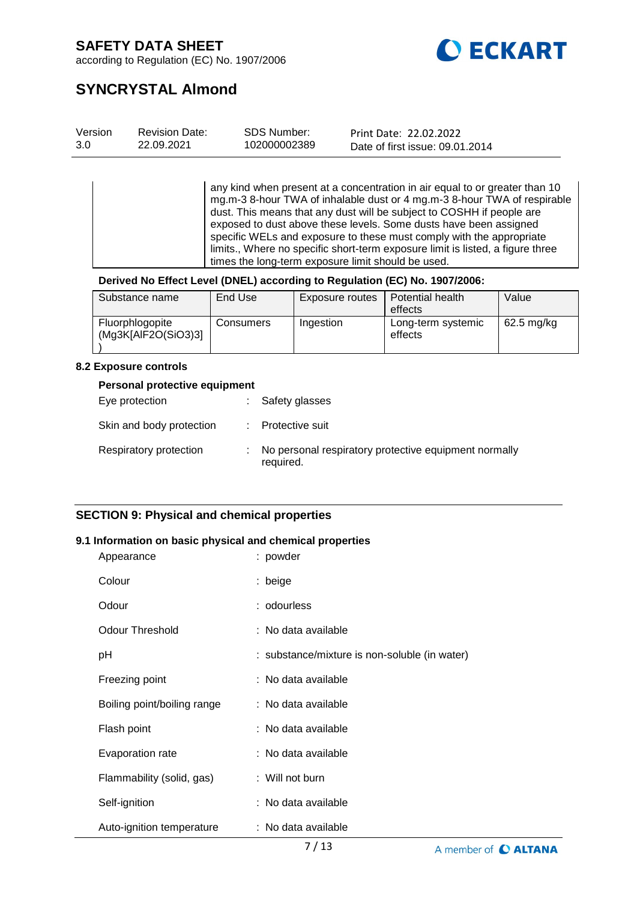| | any kind when present at a concentration in air equal to or greater than 10 mg.m-3 8-hour TWA of inhalable dust or 4 mg.m-3 8-hour TWA of respirable dust. This means that any dust will be subject to COSHH if people are exposed to dust above these levels. Some dusts have been assigned specific WELs and exposure to these must comply with the appropriate limits., Where no specific short-term exposure limit is listed, a figure three times the long-term exposure limit should be used. |
|---|---|

**Derived No Effect Level (DNEL) according to Regulation (EC) No. 1907/2006:**

| Substance name | End Use | Exposure routes | Potential health effects | Value |
|---|---|---|---|---|
| Fluorphlogopite (Mg3K[AlF2O(SiO3)3]) | Consumers | Ingestion | Long-term systemic effects | 62.5 mg/kg |

### 8.2 Exposure controls

**Personal protective equipment**

Eye protection : Safety glasses

Skin and body protection : Protective suit

Respiratory protection : No personal respiratory protective equipment normally required.

## SECTION 9: Physical and chemical properties

### 9.1 Information on basic physical and chemical properties

Appearance : powder

Colour : beige

Odour : odourless

Odour Threshold : No data available

pH : substance/mixture is non-soluble (in water)

Freezing point : No data available

Boiling point/boiling range : No data available

Flash point : No data available

Evaporation rate : No data available

Flammability (solid, gas) : Will not burn

Self-ignition : No data available

Auto-ignition temperature : No data available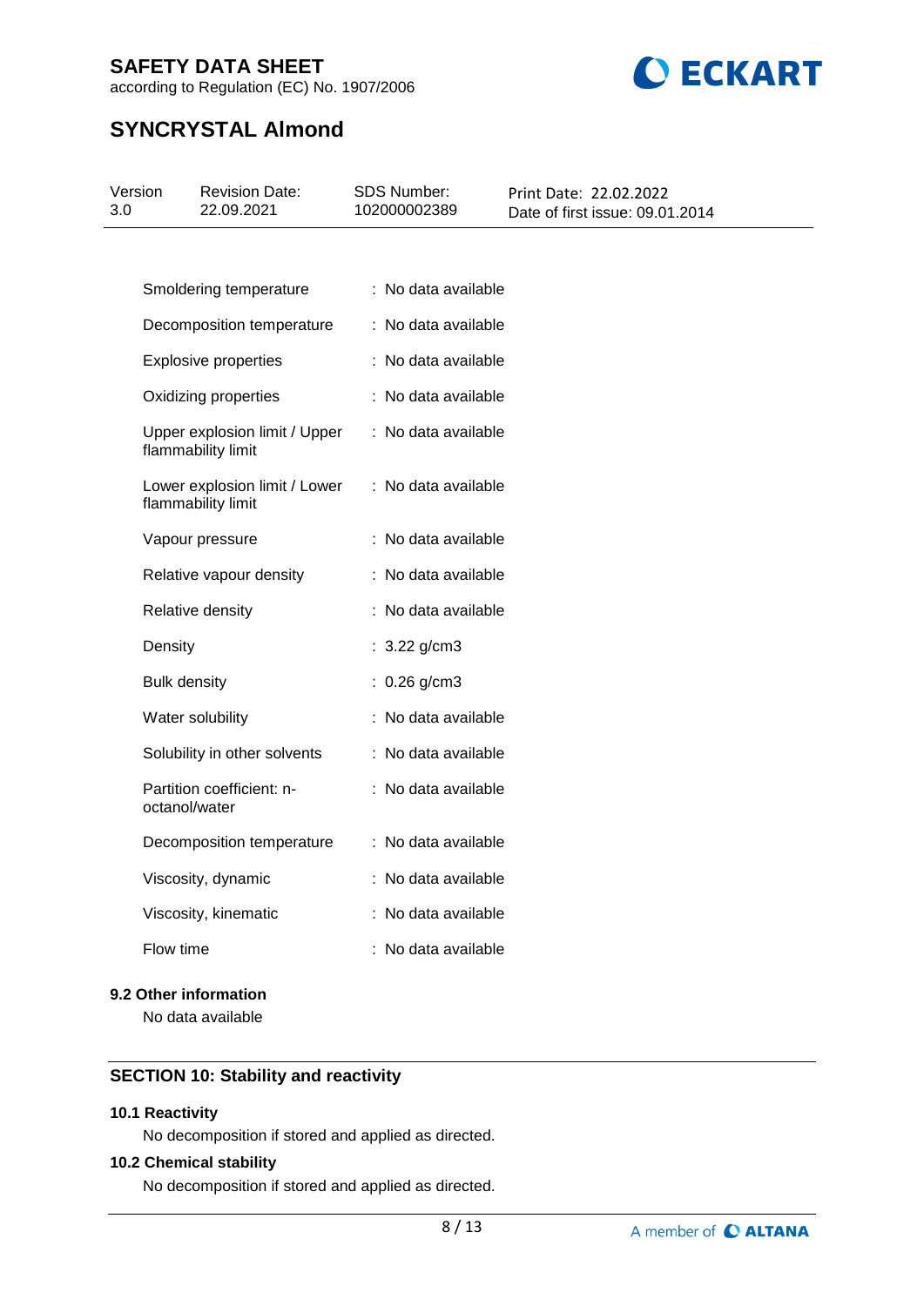| | |
|---|---|
| Smoldering temperature | : No data available |
| Decomposition temperature | : No data available |
| Explosive properties | : No data available |
| Oxidizing properties | : No data available |
| Upper explosion limit / Upper flammability limit | : No data available |
| Lower explosion limit / Lower flammability limit | : No data available |
| Vapour pressure | : No data available |
| Relative vapour density | : No data available |
| Relative density | : No data available |
| Density | : 3.22 g/cm3 |
| Bulk density | : 0.26 g/cm3 |
| Water solubility | : No data available |
| Solubility in other solvents | : No data available |
| Partition coefficient: n-octanol/water | : No data available |
| Decomposition temperature | : No data available |
| Viscosity, dynamic | : No data available |
| Viscosity, kinematic | : No data available |
| Flow time | : No data available |

### 9.2 Other information

No data available

## SECTION 10: Stability and reactivity

### 10.1 Reactivity

No decomposition if stored and applied as directed.

### 10.2 Chemical stability

No decomposition if stored and applied as directed.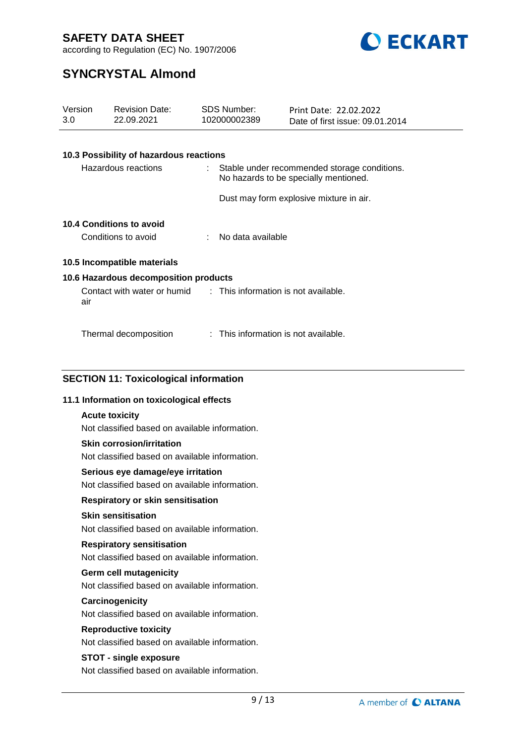### 10.3 Possibility of hazardous reactions

Hazardous reactions : Stable under recommended storage conditions. No hazards to be specially mentioned.

Dust may form explosive mixture in air.

### 10.4 Conditions to avoid

Conditions to avoid : No data available

### 10.5 Incompatible materials

### 10.6 Hazardous decomposition products

Contact with water or humid air : This information is not available.

Thermal decomposition : This information is not available.

## SECTION 11: Toxicological information

### 11.1 Information on toxicological effects

**Acute toxicity**

Not classified based on available information.

**Skin corrosion/irritation**

Not classified based on available information.

**Serious eye damage/eye irritation**

Not classified based on available information.

**Respiratory or skin sensitisation**

**Skin sensitisation**

Not classified based on available information.

**Respiratory sensitisation**

Not classified based on available information.

**Germ cell mutagenicity**

Not classified based on available information.

**Carcinogenicity**

Not classified based on available information.

**Reproductive toxicity**

Not classified based on available information.

**STOT - single exposure**

Not classified based on available information.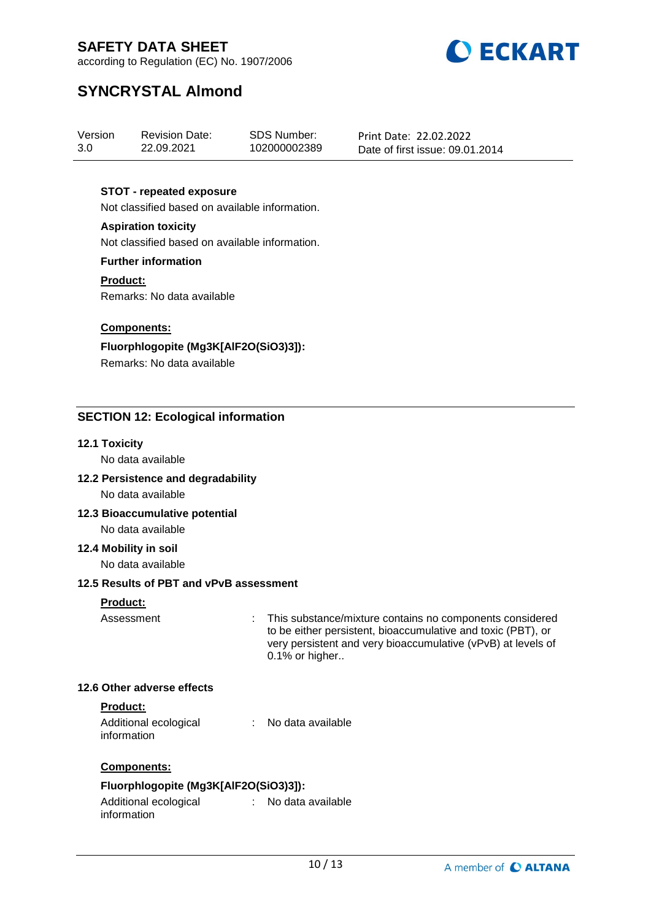**STOT - repeated exposure**

Not classified based on available information.

**Aspiration toxicity**

Not classified based on available information.

**Further information**

**Product:**

Remarks: No data available

**Components:**

**Fluorphlogopite (Mg3K[AlF2O(SiO3)3]):**

Remarks: No data available

## SECTION 12: Ecological information

### 12.1 Toxicity

No data available

### 12.2 Persistence and degradability

No data available

### 12.3 Bioaccumulative potential

No data available

### 12.4 Mobility in soil

No data available

### 12.5 Results of PBT and vPvB assessment

**Product:**

Assessment : This substance/mixture contains no components considered to be either persistent, bioaccumulative and toxic (PBT), or very persistent and very bioaccumulative (vPvB) at levels of 0.1% or higher..

### 12.6 Other adverse effects

**Product:**

Additional ecological information : No data available

**Components:**

**Fluorphlogopite (Mg3K[AlF2O(SiO3)3]):**

Additional ecological information : No data available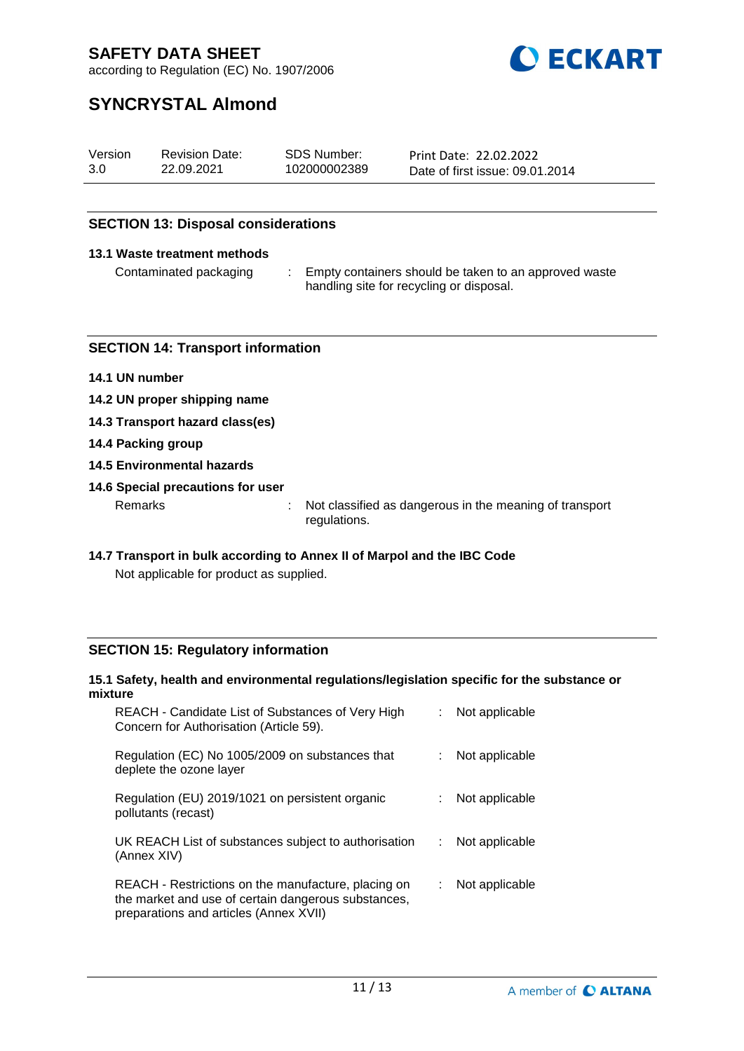## SECTION 13: Disposal considerations

### 13.1 Waste treatment methods

Contaminated packaging : Empty containers should be taken to an approved waste handling site for recycling or disposal.

## SECTION 14: Transport information

**14.1 UN number**

**14.2 UN proper shipping name**

**14.3 Transport hazard class(es)**

**14.4 Packing group**

**14.5 Environmental hazards**

**14.6 Special precautions for user**

Remarks : Not classified as dangerous in the meaning of transport regulations.

**14.7 Transport in bulk according to Annex II of Marpol and the IBC Code**

Not applicable for product as supplied.

## SECTION 15: Regulatory information

**15.1 Safety, health and environmental regulations/legislation specific for the substance or mixture**

| | | |
|---|---|---|
| REACH - Candidate List of Substances of Very High Concern for Authorisation (Article 59). | : | Not applicable |
| Regulation (EC) No 1005/2009 on substances that deplete the ozone layer | : | Not applicable |
| Regulation (EU) 2019/1021 on persistent organic pollutants (recast) | : | Not applicable |
| UK REACH List of substances subject to authorisation (Annex XIV) | : | Not applicable |
| REACH - Restrictions on the manufacture, placing on the market and use of certain dangerous substances, preparations and articles (Annex XVII) | : | Not applicable |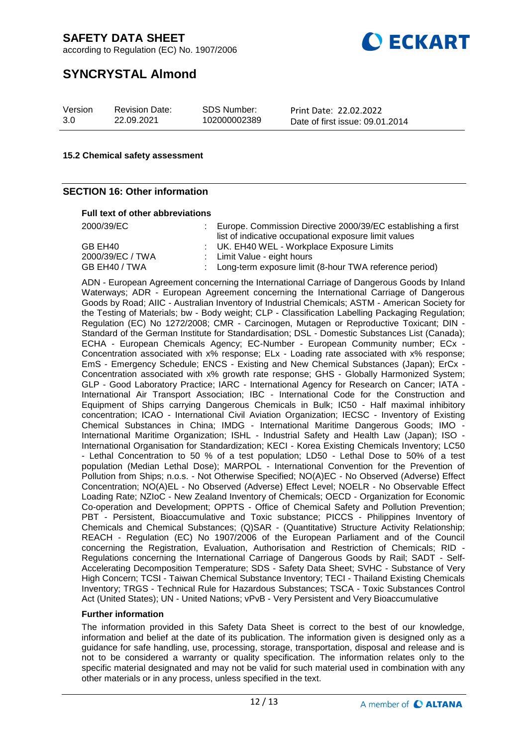#### 15.2 Chemical safety assessment

## SECTION 16: Other information

**Full text of other abbreviations**

| | | |
|---|---|---|
| 2000/39/EC | : | Europe. Commission Directive 2000/39/EC establishing a first list of indicative occupational exposure limit values |
| GB EH40 | : | UK. EH40 WEL - Workplace Exposure Limits |
| 2000/39/EC / TWA | : | Limit Value - eight hours |
| GB EH40 / TWA | : | Long-term exposure limit (8-hour TWA reference period) |

ADN - European Agreement concerning the International Carriage of Dangerous Goods by Inland Waterways; ADR - European Agreement concerning the International Carriage of Dangerous Goods by Road; AIIC - Australian Inventory of Industrial Chemicals; ASTM - American Society for the Testing of Materials; bw - Body weight; CLP - Classification Labelling Packaging Regulation; Regulation (EC) No 1272/2008; CMR - Carcinogen, Mutagen or Reproductive Toxicant; DIN - Standard of the German Institute for Standardisation; DSL - Domestic Substances List (Canada); ECHA - European Chemicals Agency; EC-Number - European Community number; ECx - Concentration associated with x% response; ELx - Loading rate associated with x% response; EmS - Emergency Schedule; ENCS - Existing and New Chemical Substances (Japan); ErCx - Concentration associated with x% growth rate response; GHS - Globally Harmonized System; GLP - Good Laboratory Practice; IARC - International Agency for Research on Cancer; IATA - International Air Transport Association; IBC - International Code for the Construction and Equipment of Ships carrying Dangerous Chemicals in Bulk; IC50 - Half maximal inhibitory concentration; ICAO - International Civil Aviation Organization; IECSC - Inventory of Existing Chemical Substances in China; IMDG - International Maritime Dangerous Goods; IMO - International Maritime Organization; ISHL - Industrial Safety and Health Law (Japan); ISO - International Organisation for Standardization; KECI - Korea Existing Chemicals Inventory; LC50 - Lethal Concentration to 50 % of a test population; LD50 - Lethal Dose to 50% of a test population (Median Lethal Dose); MARPOL - International Convention for the Prevention of Pollution from Ships; n.o.s. - Not Otherwise Specified; NO(A)EC - No Observed (Adverse) Effect Concentration; NO(A)EL - No Observed (Adverse) Effect Level; NOELR - No Observable Effect Loading Rate; NZIoC - New Zealand Inventory of Chemicals; OECD - Organization for Economic Co-operation and Development; OPPTS - Office of Chemical Safety and Pollution Prevention; PBT - Persistent, Bioaccumulative and Toxic substance; PICCS - Philippines Inventory of Chemicals and Chemical Substances; (Q)SAR - (Quantitative) Structure Activity Relationship; REACH - Regulation (EC) No 1907/2006 of the European Parliament and of the Council concerning the Registration, Evaluation, Authorisation and Restriction of Chemicals; RID - Regulations concerning the International Carriage of Dangerous Goods by Rail; SADT - Self-Accelerating Decomposition Temperature; SDS - Safety Data Sheet; SVHC - Substance of Very High Concern; TCSI - Taiwan Chemical Substance Inventory; TECI - Thailand Existing Chemicals Inventory; TRGS - Technical Rule for Hazardous Substances; TSCA - Toxic Substances Control Act (United States); UN - United Nations; vPvB - Very Persistent and Very Bioaccumulative

**Further information**

The information provided in this Safety Data Sheet is correct to the best of our knowledge, information and belief at the date of its publication. The information given is designed only as a guidance for safe handling, use, processing, storage, transportation, disposal and release and is not to be considered a warranty or quality specification. The information relates only to the specific material designated and may not be valid for such material used in combination with any other materials or in any process, unless specified in the text.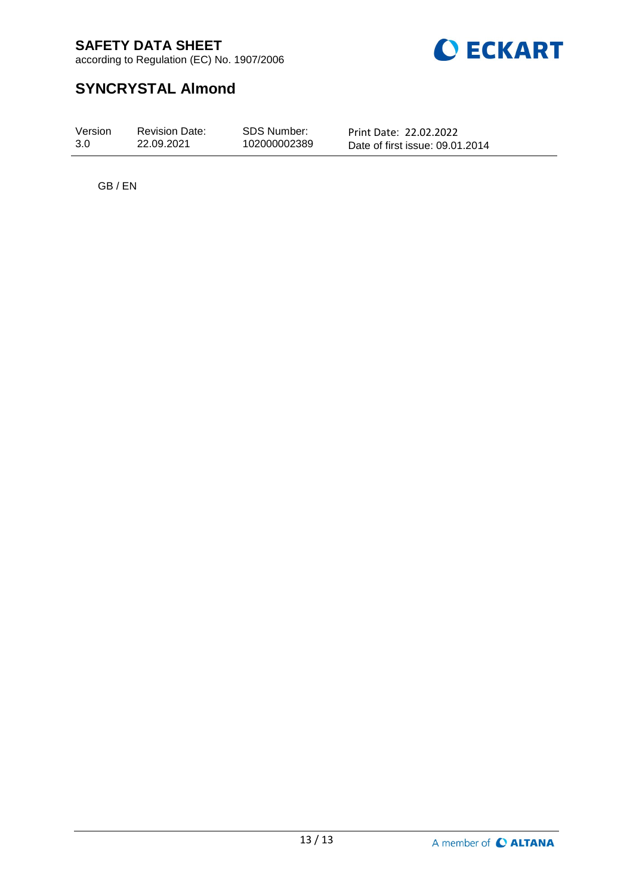GB / EN